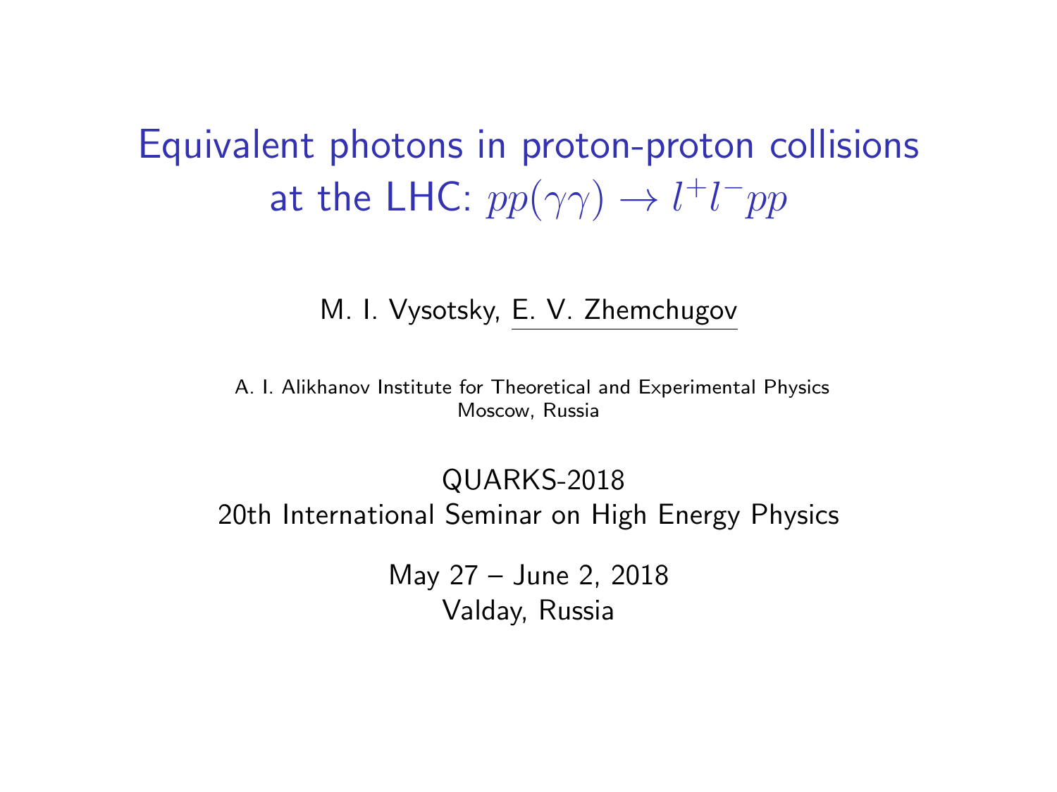# Equivalent photons in proton-proton collisions at the LHC: $pp(\gamma\gamma) \to l^+l^-pp$

M. I. Vysotsky, E. V. Zhemchugov

A. I. Alikhanov Institute for Theoretical and Experimental Physics
Moscow, Russia

QUARKS-2018
20th International Seminar on High Energy Physics

May 27 – June 2, 2018
Valday, Russia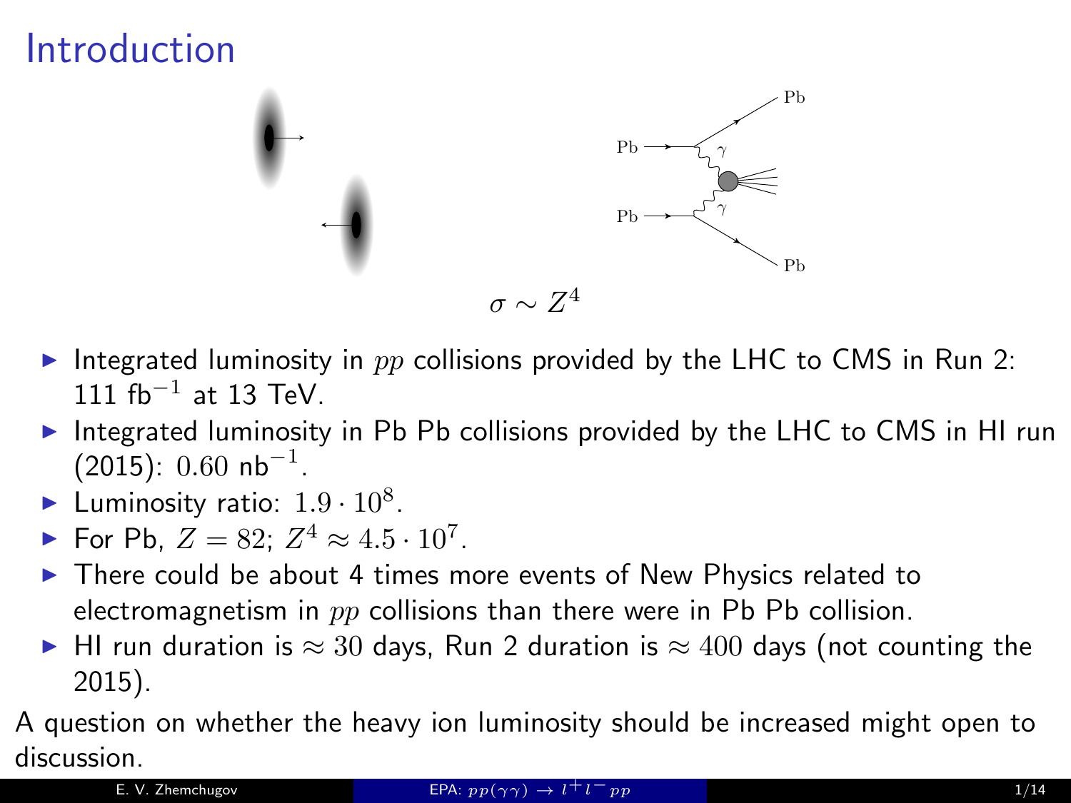# Introduction

$$\sigma \sim Z^4$$

- Integrated luminosity in $pp$ collisions provided by the LHC to CMS in Run 2: 111 fb$^{-1}$ at 13 TeV.
- Integrated luminosity in Pb Pb collisions provided by the LHC to CMS in HI run (2015): $0.60$ nb$^{-1}$.
- Luminosity ratio: $1.9 \cdot 10^8$.
- For Pb, $Z = 82$; $Z^4 \approx 4.5 \cdot 10^7$.
- There could be about 4 times more events of New Physics related to electromagnetism in $pp$ collisions than there were in Pb Pb collision.
- HI run duration is $\approx 30$ days, Run 2 duration is $\approx 400$ days (not counting the 2015).

A question on whether the heavy ion luminosity should be increased might open to discussion.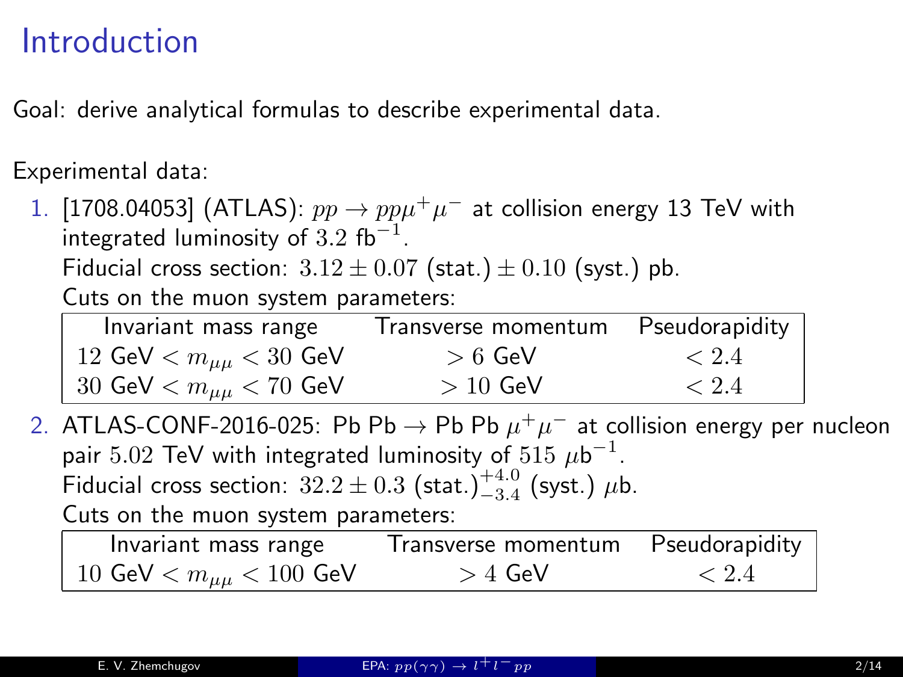# Introduction

Goal: derive analytical formulas to describe experimental data.

Experimental data:

1. [1708.04053] (ATLAS): $pp \to pp\mu^+\mu^-$ at collision energy 13 TeV with integrated luminosity of $3.2$ fb$^{-1}$.
   Fiducial cross section: $3.12 \pm 0.07$ (stat.) $\pm\, 0.10$ (syst.) pb.
   Cuts on the muon system parameters:

   | Invariant mass range | Transverse momentum | Pseudorapidity |
   |---|---|---|
   | $12$ GeV $< m_{\mu\mu} < 30$ GeV | $> 6$ GeV | $< 2.4$ |
   | $30$ GeV $< m_{\mu\mu} < 70$ GeV | $> 10$ GeV | $< 2.4$ |

2. ATLAS-CONF-2016-025: Pb Pb $\to$ Pb Pb $\mu^+\mu^-$ at collision energy per nucleon pair $5.02$ TeV with integrated luminosity of $515$ $\mu$b$^{-1}$.
   Fiducial cross section: $32.2 \pm 0.3$ (stat.)$^{+4.0}_{-3.4}$ (syst.) $\mu$b.
   Cuts on the muon system parameters:

   | Invariant mass range | Transverse momentum | Pseudorapidity |
   |---|---|---|
   | $10$ GeV $< m_{\mu\mu} < 100$ GeV | $> 4$ GeV | $< 2.4$ |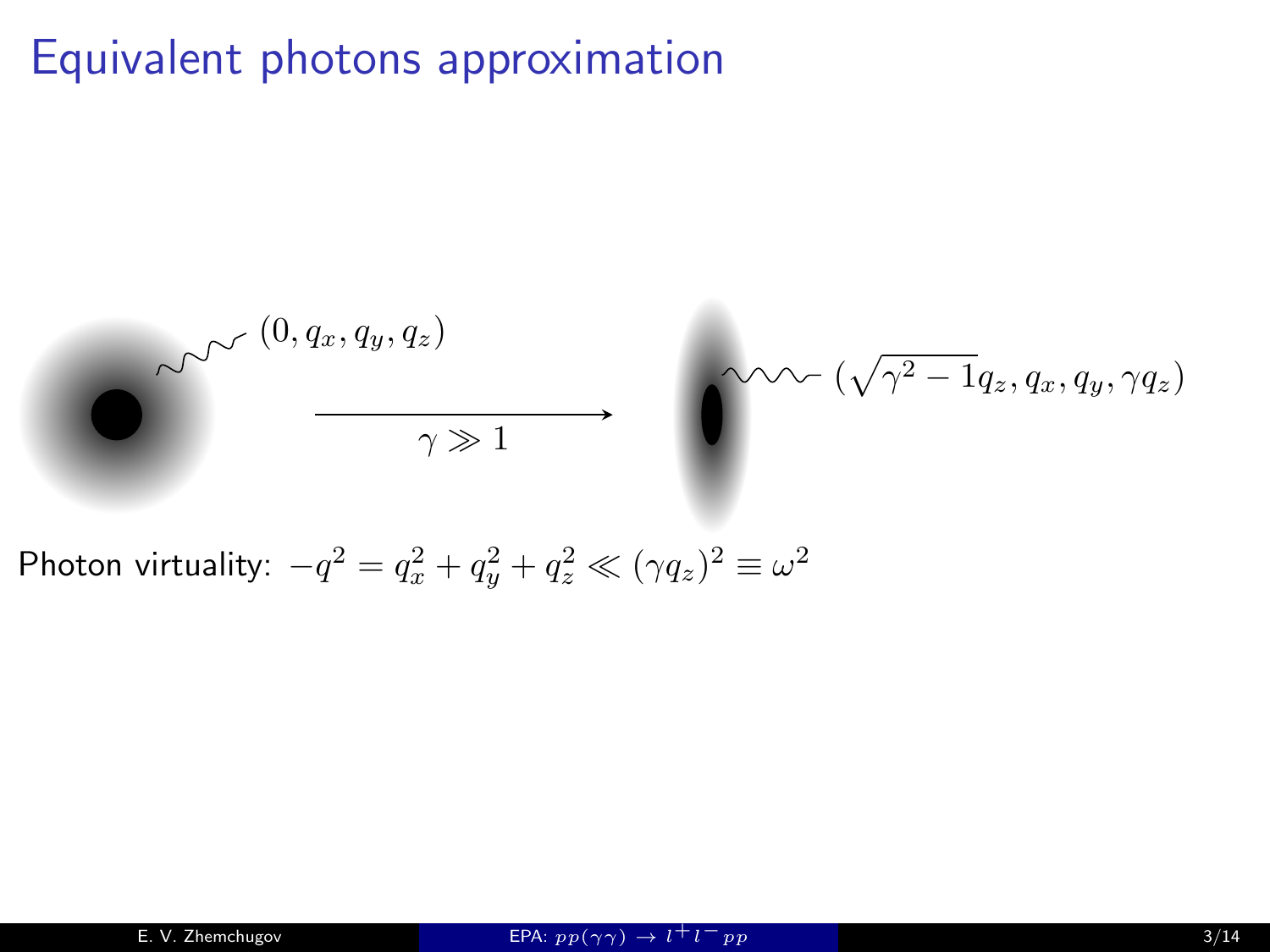# Equivalent photons approximation

$(0, q_x, q_y, q_z)$

$\gamma \gg 1$

$(\sqrt{\gamma^2 - 1}q_z, q_x, q_y, \gamma q_z)$

Photon virtuality: $-q^2 = q_x^2 + q_y^2 + q_z^2 \ll (\gamma q_z)^2 \equiv \omega^2$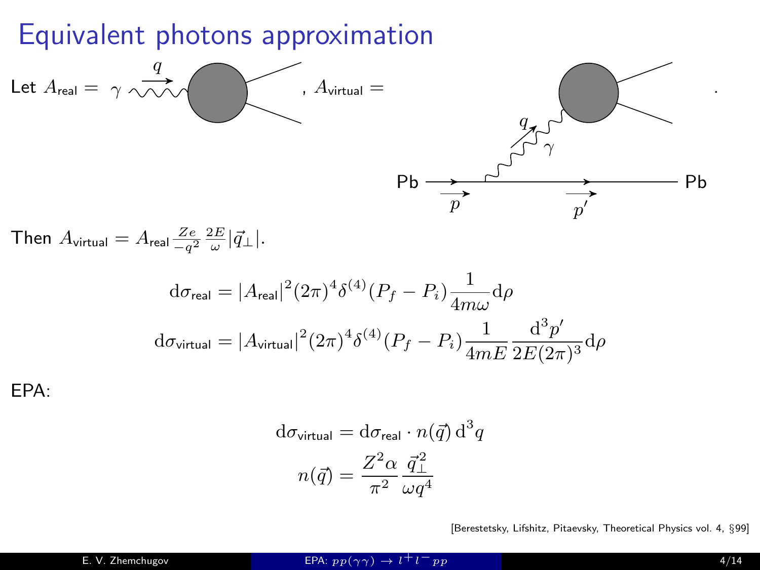# Equivalent photons approximation

Let $A_{\text{real}} = $ [diagram: $\gamma$ with momentum $q$ into blob], $A_{\text{virtual}} = $ [diagram: Pb ($p$) → Pb ($p'$) emitting $\gamma$ ($q$) into blob].

Then $A_{\text{virtual}} = A_{\text{real}} \frac{Ze}{-q^2} \frac{2E}{\omega} |\vec{q}_\perp|$.

$$\mathrm{d}\sigma_{\text{real}} = |A_{\text{real}}|^2 (2\pi)^4 \delta^{(4)}(P_f - P_i) \frac{1}{4m\omega} \mathrm{d}\rho$$

$$\mathrm{d}\sigma_{\text{virtual}} = |A_{\text{virtual}}|^2 (2\pi)^4 \delta^{(4)}(P_f - P_i) \frac{1}{4mE} \frac{\mathrm{d}^3 p'}{2E(2\pi)^3} \mathrm{d}\rho$$

EPA:

$$\mathrm{d}\sigma_{\text{virtual}} = \mathrm{d}\sigma_{\text{real}} \cdot n(\vec{q})\, \mathrm{d}^3 q$$

$$n(\vec{q}) = \frac{Z^2 \alpha}{\pi^2} \frac{\vec{q}_\perp^{\,2}}{\omega q^4}$$

[Berestetsky, Lifshitz, Pitaevsky, Theoretical Physics vol. 4, §99]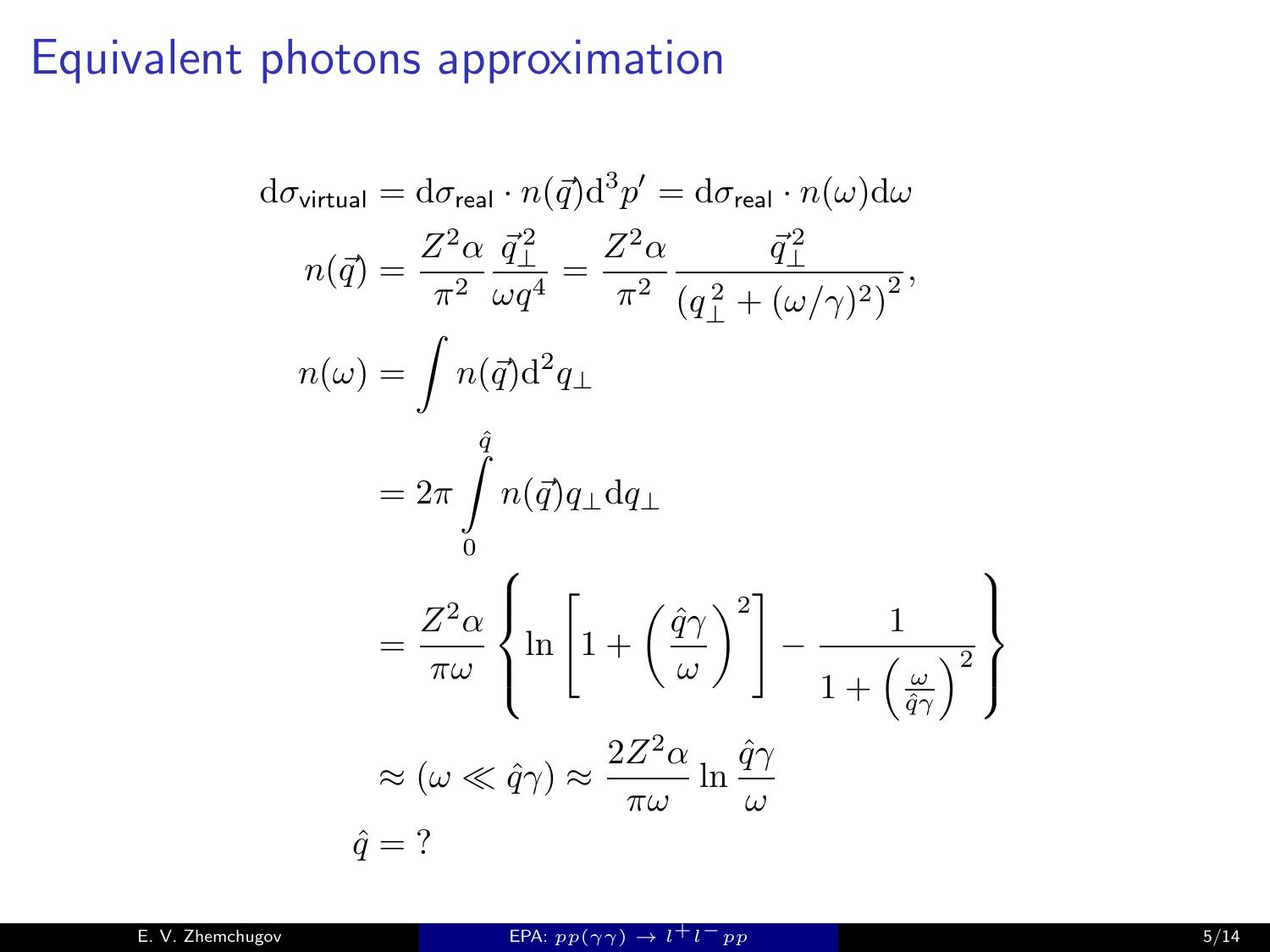# Equivalent photons approximation

$$
\begin{aligned}
\mathrm{d}\sigma_{\mathsf{virtual}} &= \mathrm{d}\sigma_{\mathsf{real}} \cdot n(\vec{q})\mathrm{d}^3 p' = \mathrm{d}\sigma_{\mathsf{real}} \cdot n(\omega)\mathrm{d}\omega \\
n(\vec{q}) &= \frac{Z^2\alpha}{\pi^2}\frac{\vec{q}_\perp^{\,2}}{\omega q^4} = \frac{Z^2\alpha}{\pi^2}\frac{\vec{q}_\perp^{\,2}}{\left(q_\perp^2 + (\omega/\gamma)^2\right)^2}, \\
n(\omega) &= \int n(\vec{q})\mathrm{d}^2 q_\perp \\
&= 2\pi\int_0^{\hat{q}} n(\vec{q}) q_\perp \mathrm{d}q_\perp \\
&= \frac{Z^2\alpha}{\pi\omega}\left\{\ln\left[1 + \left(\frac{\hat{q}\gamma}{\omega}\right)^2\right] - \frac{1}{1 + \left(\frac{\omega}{\hat{q}\gamma}\right)^2}\right\} \\
&\approx (\omega \ll \hat{q}\gamma) \approx \frac{2Z^2\alpha}{\pi\omega}\ln\frac{\hat{q}\gamma}{\omega} \\
\hat{q} &= ?
\end{aligned}
$$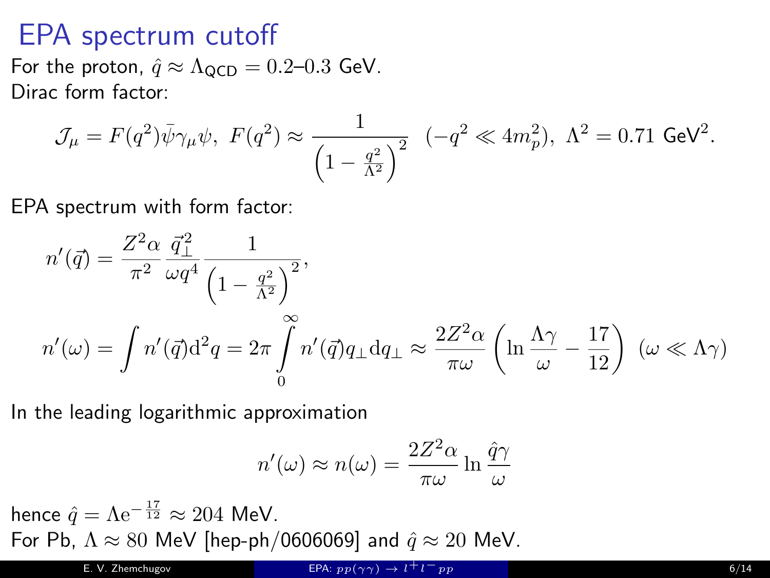# EPA spectrum cutoff

For the proton, $\hat{q} \approx \Lambda_{\mathsf{QCD}} = 0.2$–$0.3$ GeV.
Dirac form factor:

$$\mathcal{J}_\mu = F(q^2)\bar{\psi}\gamma_\mu\psi,\ F(q^2) \approx \frac{1}{\left(1 - \frac{q^2}{\Lambda^2}\right)^2}\ \ (-q^2 \ll 4m_p^2),\ \Lambda^2 = 0.71\ \text{GeV}^2.$$

EPA spectrum with form factor:

$$n'(\vec{q}) = \frac{Z^2\alpha}{\pi^2}\frac{\vec{q}_\perp^{\,2}}{\omega q^4}\frac{1}{\left(1 - \frac{q^2}{\Lambda^2}\right)^2},$$

$$n'(\omega) = \int n'(\vec{q})\mathrm{d}^2 q = 2\pi\int\limits_0^\infty n'(\vec{q})q_\perp \mathrm{d}q_\perp \approx \frac{2Z^2\alpha}{\pi\omega}\left(\ln\frac{\Lambda\gamma}{\omega} - \frac{17}{12}\right)\ (\omega \ll \Lambda\gamma)$$

In the leading logarithmic approximation

$$n'(\omega) \approx n(\omega) = \frac{2Z^2\alpha}{\pi\omega}\ln\frac{\hat{q}\gamma}{\omega}$$

hence $\hat{q} = \Lambda \mathrm{e}^{-\frac{17}{12}} \approx 204$ MeV.
For Pb, $\Lambda \approx 80$ MeV [hep-ph/0606069] and $\hat{q} \approx 20$ MeV.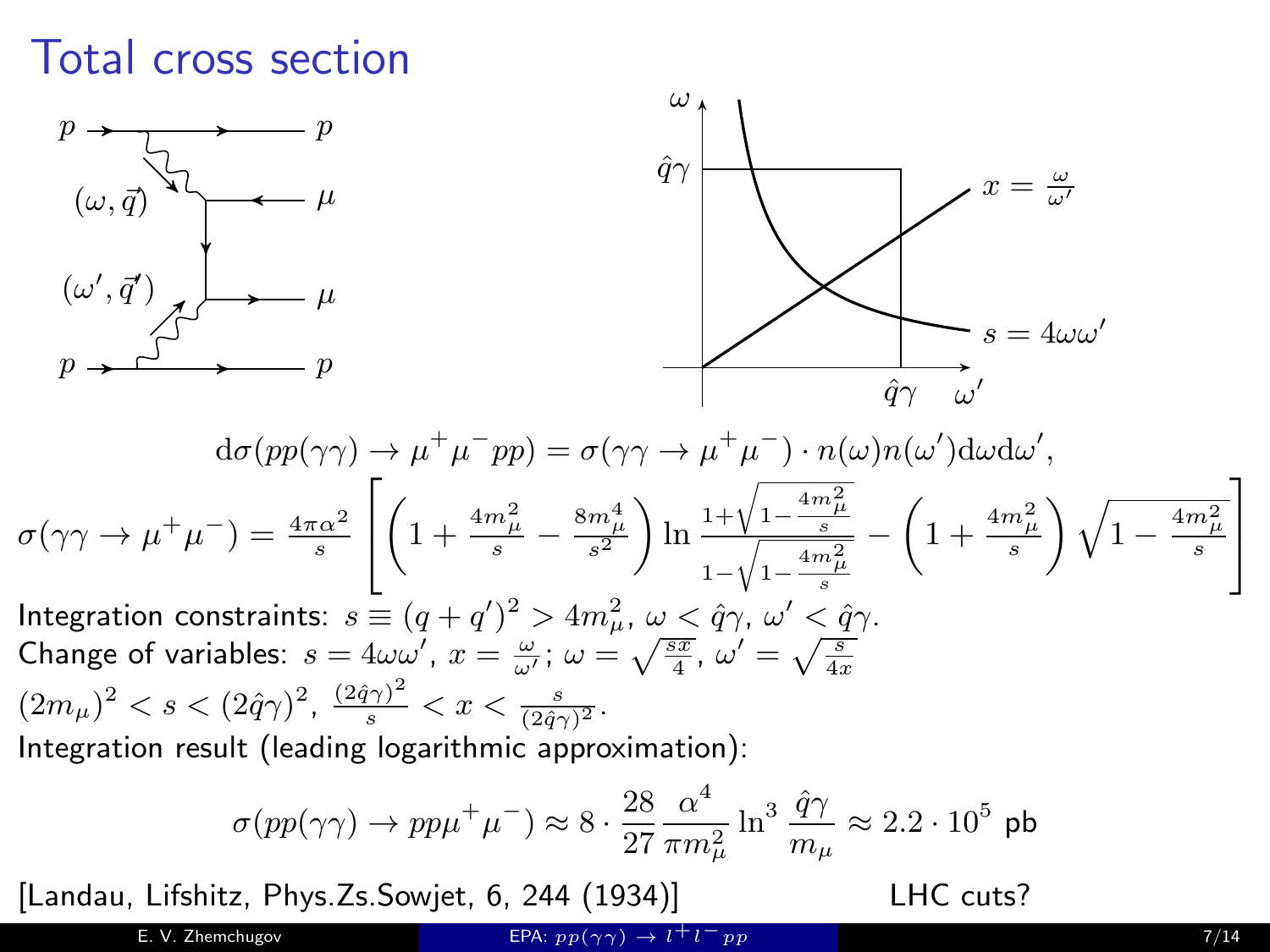# Total cross section

$$\mathrm{d}\sigma(pp(\gamma\gamma) \to \mu^+\mu^- pp) = \sigma(\gamma\gamma \to \mu^+\mu^-) \cdot n(\omega) n(\omega') \mathrm{d}\omega \mathrm{d}\omega',$$

$$\sigma(\gamma\gamma \to \mu^+\mu^-) = \frac{4\pi\alpha^2}{s} \left[ \left( 1 + \frac{4m_\mu^2}{s} - \frac{8m_\mu^4}{s^2} \right) \ln \frac{1+\sqrt{1-\frac{4m_\mu^2}{s}}}{1-\sqrt{1-\frac{4m_\mu^2}{s}}} - \left( 1 + \frac{4m_\mu^2}{s} \right) \sqrt{1 - \frac{4m_\mu^2}{s}} \right]$$

Integration constraints: $s \equiv (q+q')^2 > 4m_\mu^2$, $\omega < \hat{q}\gamma$, $\omega' < \hat{q}\gamma$.

Change of variables: $s = 4\omega\omega'$, $x = \frac{\omega}{\omega'}$; $\omega = \sqrt{\frac{sx}{4}}$, $\omega' = \sqrt{\frac{s}{4x}}$

$(2m_\mu)^2 < s < (2\hat{q}\gamma)^2$, $\frac{(2\hat{q}\gamma)^2}{s} < x < \frac{s}{(2\hat{q}\gamma)^2}$.

Integration result (leading logarithmic approximation):

$$\sigma(pp(\gamma\gamma) \to pp\mu^+\mu^-) \approx 8 \cdot \frac{28}{27} \frac{\alpha^4}{\pi m_\mu^2} \ln^3 \frac{\hat{q}\gamma}{m_\mu} \approx 2.2 \cdot 10^5 \text{ pb}$$

[Landau, Lifshitz, Phys.Zs.Sowjet, 6, 244 (1934)]

LHC cuts?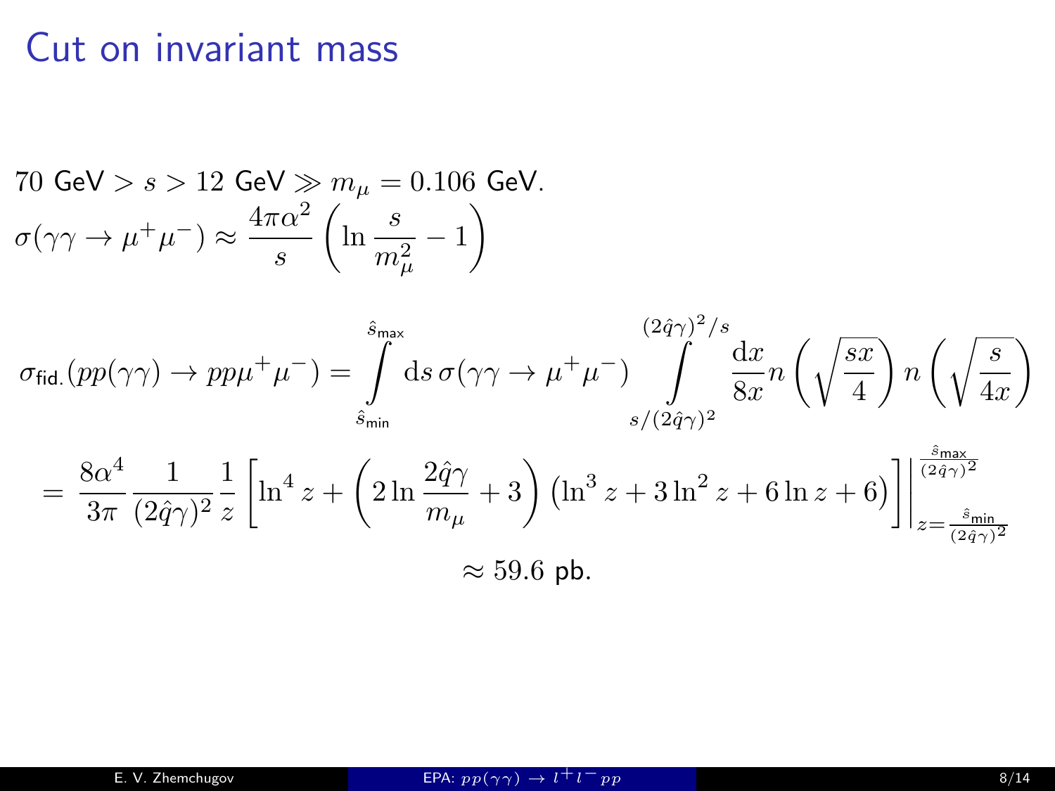# Cut on invariant mass

70 GeV $> s >$ 12 GeV $\gg m_\mu = 0.106$ GeV.

$$\sigma(\gamma\gamma \to \mu^+\mu^-) \approx \frac{4\pi\alpha^2}{s}\left(\ln\frac{s}{m_\mu^2} - 1\right)$$

$$\sigma_{\text{fid.}}(pp(\gamma\gamma) \to pp\mu^+\mu^-) = \int\limits_{\hat{s}_{\text{min}}}^{\hat{s}_{\text{max}}} \mathrm{d}s\, \sigma(\gamma\gamma \to \mu^+\mu^-) \int\limits_{s/(2\hat{q}\gamma)^2}^{(2\hat{q}\gamma)^2/s} \frac{\mathrm{d}x}{8x} n\left(\sqrt{\frac{sx}{4}}\right) n\left(\sqrt{\frac{s}{4x}}\right)$$

$$= \frac{8\alpha^4}{3\pi}\frac{1}{(2\hat{q}\gamma)^2}\frac{1}{z}\left[\ln^4 z + \left(2\ln\frac{2\hat{q}\gamma}{m_\mu} + 3\right)\left(\ln^3 z + 3\ln^2 z + 6\ln z + 6\right)\right]\Bigg|_{z=\frac{\hat{s}_{\text{min}}}{(2\hat{q}\gamma)^2}}^{\frac{\hat{s}_{\text{max}}}{(2\hat{q}\gamma)^2}}$$

$$\approx 59.6 \text{ pb.}$$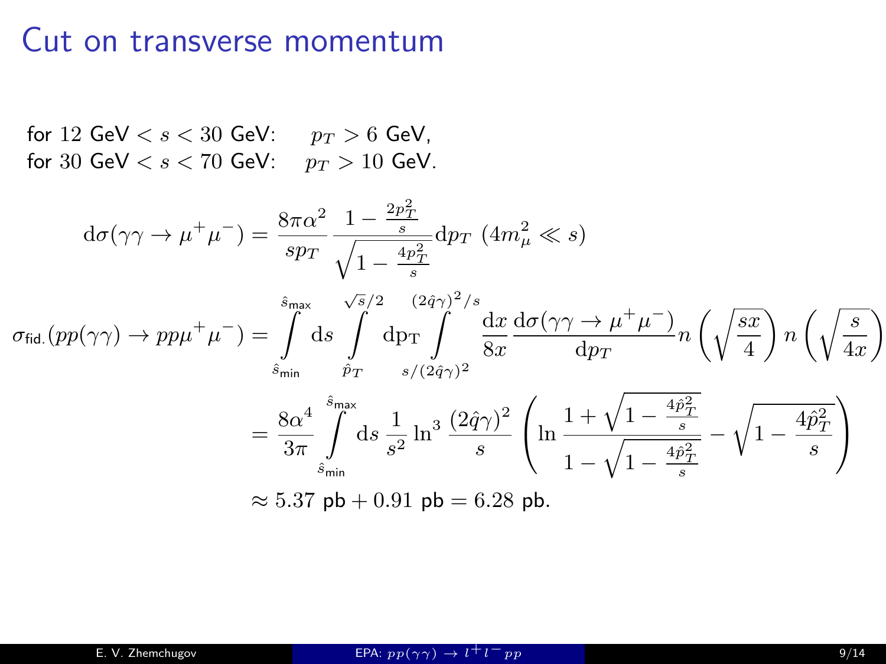# Cut on transverse momentum

for $12$ GeV $< s < 30$ GeV: $\quad p_T > 6$ GeV,
for $30$ GeV $< s < 70$ GeV: $\quad p_T > 10$ GeV.

$$\mathrm{d}\sigma(\gamma\gamma \to \mu^+\mu^-) = \frac{8\pi\alpha^2}{s p_T} \frac{1 - \frac{2p_T^2}{s}}{\sqrt{1 - \frac{4p_T^2}{s}}} \mathrm{d}p_T \ (4m_\mu^2 \ll s)$$

$$\sigma_{\text{fid.}}(pp(\gamma\gamma) \to pp\mu^+\mu^-) = \int\limits_{\hat{s}_{\text{min}}}^{\hat{s}_{\text{max}}} \mathrm{d}s \int\limits_{\hat{p}_T}^{\sqrt{s}/2} \mathrm{dp_T} \int\limits_{s/(2\hat{q}\gamma)^2}^{(2\hat{q}\gamma)^2/s} \frac{\mathrm{d}x}{8x} \frac{\mathrm{d}\sigma(\gamma\gamma \to \mu^+\mu^-)}{\mathrm{d}p_T} n\left(\sqrt{\frac{sx}{4}}\right) n\left(\sqrt{\frac{s}{4x}}\right)$$

$$= \frac{8\alpha^4}{3\pi} \int\limits_{\hat{s}_{\text{min}}}^{\hat{s}_{\text{max}}} \mathrm{d}s \, \frac{1}{s^2} \ln^3 \frac{(2\hat{q}\gamma)^2}{s} \left( \ln \frac{1 + \sqrt{1 - \frac{4\hat{p}_T^2}{s}}}{1 - \sqrt{1 - \frac{4\hat{p}_T^2}{s}}} - \sqrt{1 - \frac{4\hat{p}_T^2}{s}} \right)$$

$$\approx 5.37 \text{ pb} + 0.91 \text{ pb} = 6.28 \text{ pb}.$$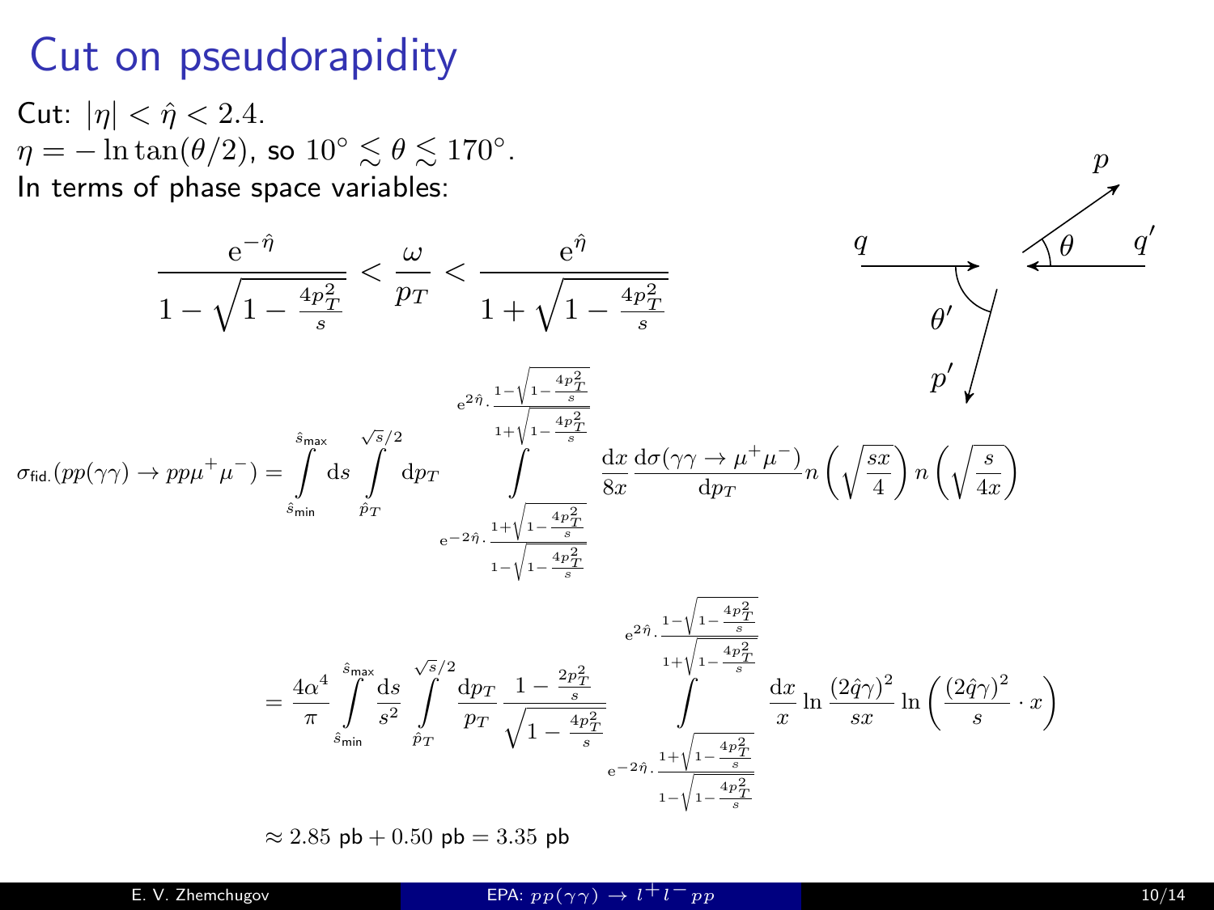# Cut on pseudorapidity

Cut: $|\eta| < \hat{\eta} < 2.4$.

$\eta = -\ln\tan(\theta/2)$, so $10^\circ \lesssim \theta \lesssim 170^\circ$.

In terms of phase space variables:

$$\frac{\mathrm{e}^{-\hat{\eta}}}{1-\sqrt{1-\frac{4p_T^2}{s}}} < \frac{\omega}{p_T} < \frac{\mathrm{e}^{\hat{\eta}}}{1+\sqrt{1-\frac{4p_T^2}{s}}}$$

$$\sigma_{\text{fid.}}(pp(\gamma\gamma)\to pp\mu^+\mu^-) = \int\limits_{\hat{s}_{\text{min}}}^{\hat{s}_{\text{max}}} \mathrm{d}s \int\limits_{\hat{p}_T}^{\sqrt{s}/2} \mathrm{d}p_T \int\limits_{\mathrm{e}^{-2\hat{\eta}}\cdot\frac{1+\sqrt{1-\frac{4p_T^2}{s}}}{1-\sqrt{1-\frac{4p_T^2}{s}}}}^{\mathrm{e}^{2\hat{\eta}}\cdot\frac{1-\sqrt{1-\frac{4p_T^2}{s}}}{1+\sqrt{1-\frac{4p_T^2}{s}}}} \frac{\mathrm{d}x}{8x}\frac{\mathrm{d}\sigma(\gamma\gamma\to\mu^+\mu^-)}{\mathrm{d}p_T} n\left(\sqrt{\frac{sx}{4}}\right) n\left(\sqrt{\frac{s}{4x}}\right)$$

$$= \frac{4\alpha^4}{\pi}\int\limits_{\hat{s}_{\text{min}}}^{\hat{s}_{\text{max}}} \frac{\mathrm{d}s}{s^2}\int\limits_{\hat{p}_T}^{\sqrt{s}/2}\frac{\mathrm{d}p_T}{p_T}\frac{1-\frac{2p_T^2}{s}}{\sqrt{1-\frac{4p_T^2}{s}}} \int\limits_{\mathrm{e}^{-2\hat{\eta}}\cdot\frac{1+\sqrt{1-\frac{4p_T^2}{s}}}{1-\sqrt{1-\frac{4p_T^2}{s}}}}^{\mathrm{e}^{2\hat{\eta}}\cdot\frac{1-\sqrt{1-\frac{4p_T^2}{s}}}{1+\sqrt{1-\frac{4p_T^2}{s}}}} \frac{\mathrm{d}x}{x}\ln\frac{(2\hat{q}\gamma)^2}{sx}\ln\left(\frac{(2\hat{q}\gamma)^2}{s}\cdot x\right)$$

$$\approx 2.85 \text{ pb} + 0.50 \text{ pb} = 3.35 \text{ pb}$$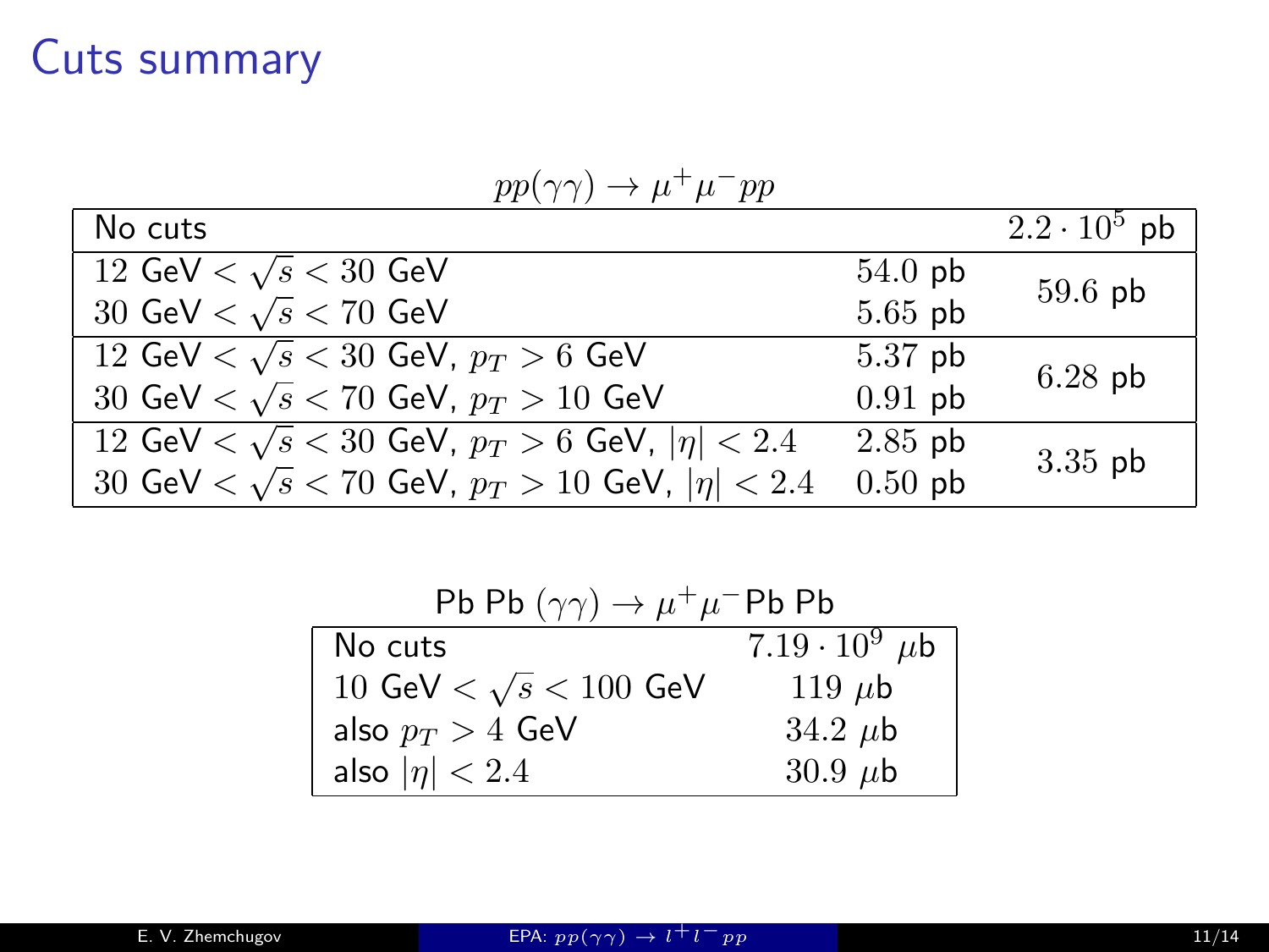# Cuts summary

$pp(\gamma\gamma) \to \mu^+\mu^- pp$

| Cuts | | Cross section |
|---|---|---|
| No cuts | | $2.2 \cdot 10^5$ pb |
| $12$ GeV $< \sqrt{s} < 30$ GeV | $54.0$ pb | $59.6$ pb |
| $30$ GeV $< \sqrt{s} < 70$ GeV | $5.65$ pb | |
| $12$ GeV $< \sqrt{s} < 30$ GeV, $p_T > 6$ GeV | $5.37$ pb | $6.28$ pb |
| $30$ GeV $< \sqrt{s} < 70$ GeV, $p_T > 10$ GeV | $0.91$ pb | |
| $12$ GeV $< \sqrt{s} < 30$ GeV, $p_T > 6$ GeV, $\|\eta\| < 2.4$ | $2.85$ pb | $3.35$ pb |
| $30$ GeV $< \sqrt{s} < 70$ GeV, $p_T > 10$ GeV, $\|\eta\| < 2.4$ | $0.50$ pb | |

Pb Pb $(\gamma\gamma) \to \mu^+\mu^-$Pb Pb

| Cuts | Cross section |
|---|---|
| No cuts | $7.19 \cdot 10^9$ $\mu$b |
| $10$ GeV $< \sqrt{s} < 100$ GeV | $119$ $\mu$b |
| also $p_T > 4$ GeV | $34.2$ $\mu$b |
| also $\|\eta\| < 2.4$ | $30.9$ $\mu$b |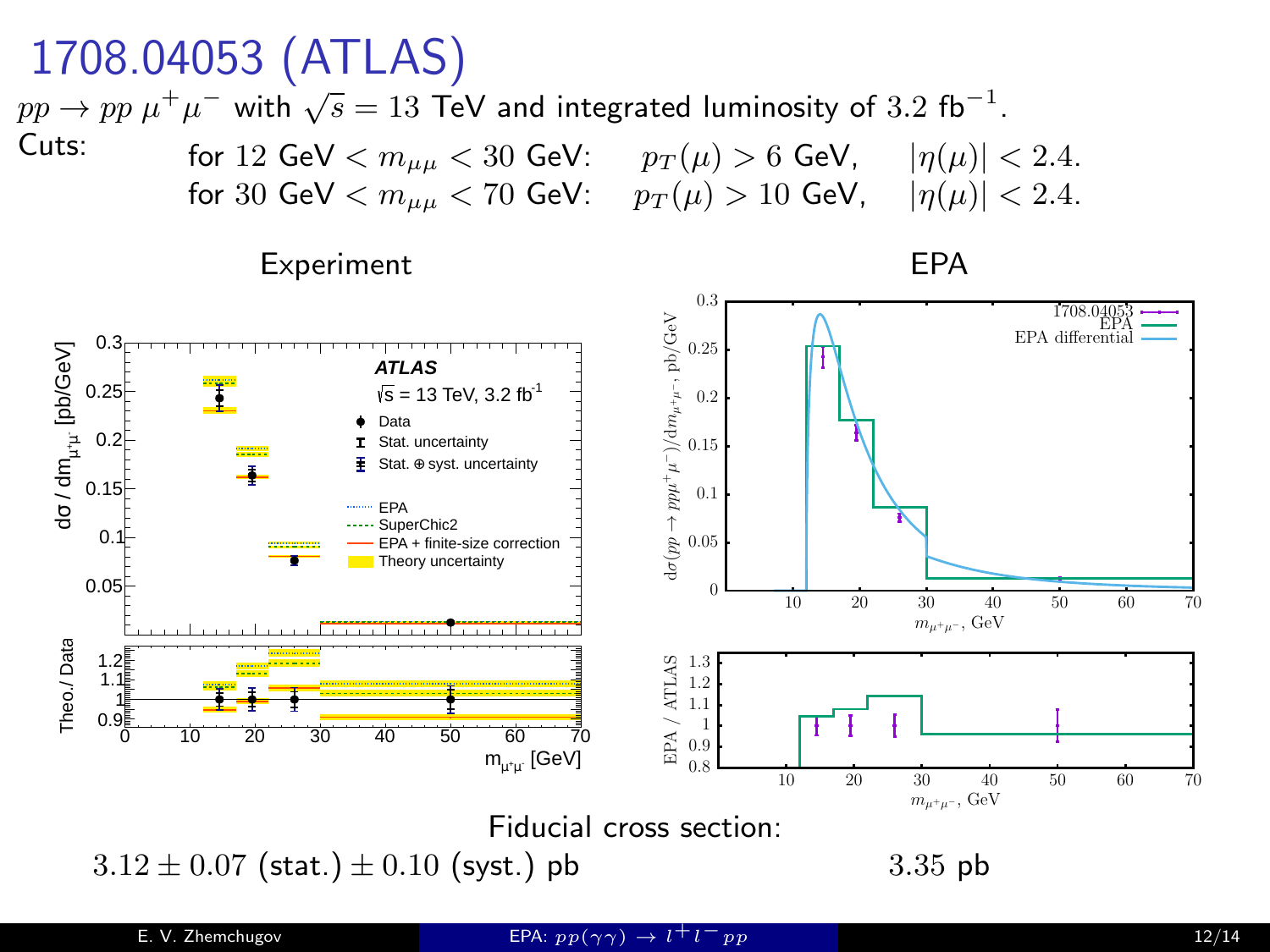# 1708.04053 (ATLAS)

$pp \to pp\ \mu^+\mu^-$ with $\sqrt{s} = 13$ TeV and integrated luminosity of $3.2$ fb$^{-1}$.

Cuts:

for $12$ GeV $< m_{\mu\mu} < 30$ GeV: $p_T(\mu) > 6$ GeV, $|\eta(\mu)| < 2.4$.

for $30$ GeV $< m_{\mu\mu} < 70$ GeV: $p_T(\mu) > 10$ GeV, $|\eta(\mu)| < 2.4$.

Experiment

EPA

Fiducial cross section:

Experiment: $3.12 \pm 0.07$ (stat.) $\pm 0.10$ (syst.) pb

EPA: $3.35$ pb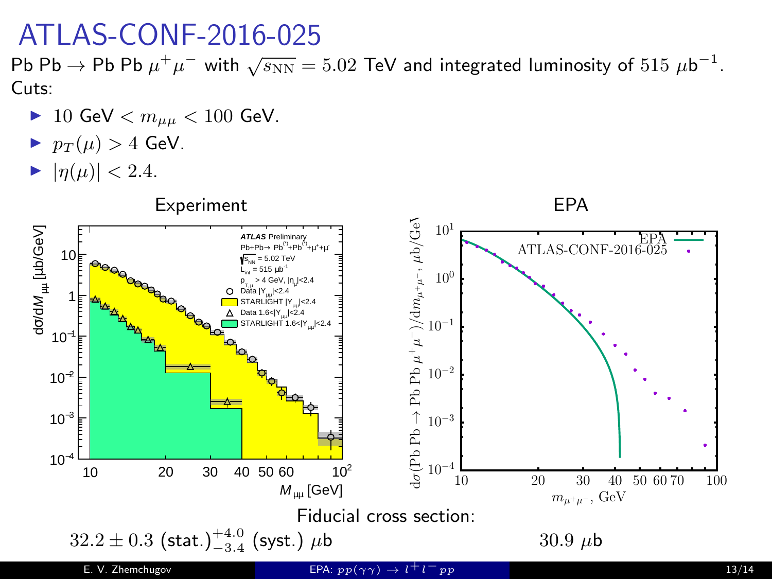# ATLAS-CONF-2016-025

Pb Pb $\to$ Pb Pb $\mu^+\mu^-$ with $\sqrt{s_{\rm NN}} = 5.02$ TeV and integrated luminosity of $515\ \mu$b$^{-1}$.

Cuts:

- $10$ GeV $< m_{\mu\mu} < 100$ GeV.
- $p_T(\mu) > 4$ GeV.
- $|\eta(\mu)| < 2.4$.

Experiment

EPA

Fiducial cross section:

| Experiment | EPA |
|---|---|
| $32.2 \pm 0.3$ (stat.)$^{+4.0}_{-3.4}$ (syst.) $\mu$b | $30.9\ \mu$b |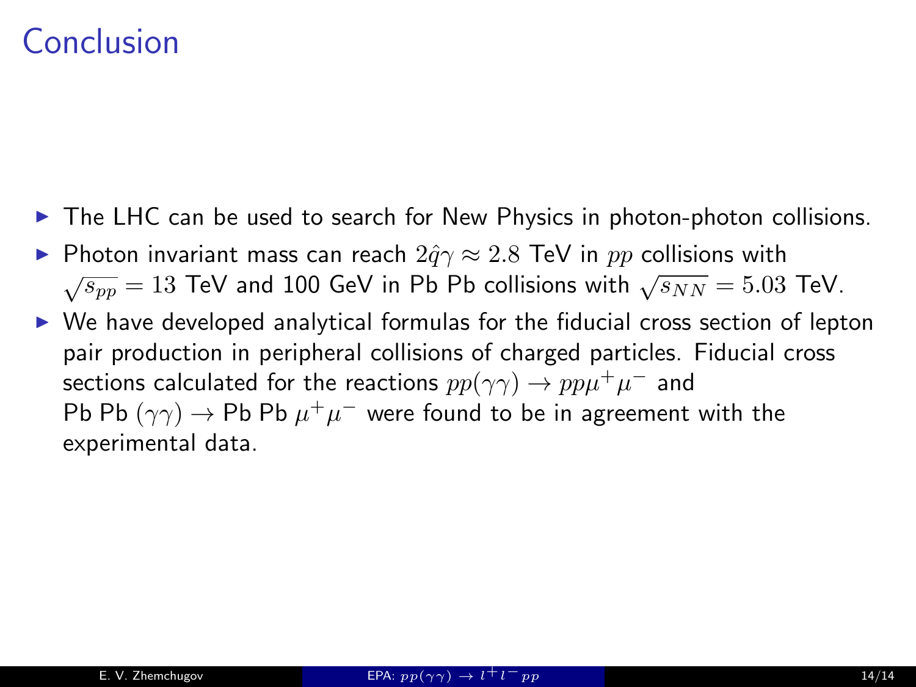# Conclusion

- The LHC can be used to search for New Physics in photon-photon collisions.
- Photon invariant mass can reach $2\hat{q}\gamma \approx 2.8$ TeV in $pp$ collisions with $\sqrt{s_{pp}} = 13$ TeV and 100 GeV in Pb Pb collisions with $\sqrt{s_{NN}} = 5.03$ TeV.
- We have developed analytical formulas for the fiducial cross section of lepton pair production in peripheral collisions of charged particles. Fiducial cross sections calculated for the reactions $pp(\gamma\gamma) \to pp\mu^+\mu^-$ and Pb Pb $(\gamma\gamma) \to$ Pb Pb $\mu^+\mu^-$ were found to be in agreement with the experimental data.